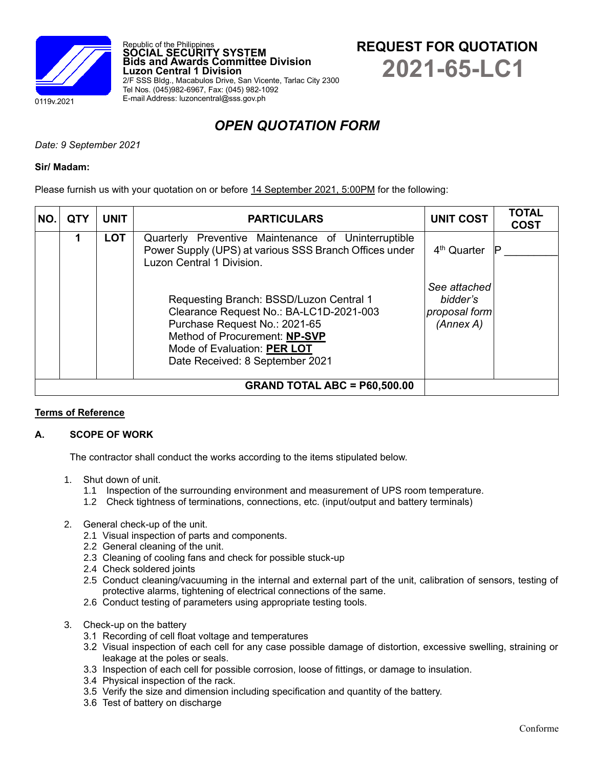0119v.2021

Republic of the Philippines
**SOCIAL SECURITY SYSTEM**
**Bids and Awards Committee Division**
**Luzon Central 1 Division**
2/F SSS Bldg., Macabulos Drive, San Vicente, Tarlac City 2300
Tel Nos. (045)982-6967, Fax: (045) 982-1092
E-mail Address: luzoncentral@sss.gov.ph

# REQUEST FOR QUOTATION 2021-65-LC1

## *OPEN QUOTATION FORM*

*Date: 9 September 2021*

**Sir/ Madam:**

Please furnish us with your quotation on or before 14 September 2021, 5:00PM for the following:

| NO. | QTY | UNIT | PARTICULARS | UNIT COST | TOTAL COST |
|---|---|---|---|---|---|
| | **1** | **LOT** | Quarterly Preventive Maintenance of Uninterruptible Power Supply (UPS) at various SSS Branch Offices under Luzon Central 1 Division.<br><br>Requesting Branch: BSSD/Luzon Central 1<br>Clearance Request No.: BA-LC1D-2021-003<br>Purchase Request No.: 2021-65<br>Method of Procurement: **NP-SVP**<br>Mode of Evaluation: **PER LOT**<br>Date Received: 8 September 2021 | 4th Quarter<br><br>*See attached bidder's proposal form (Annex A)* | P ________ |
| | | | **GRAND TOTAL ABC = P60,500.00** | | |

**Terms of Reference**

### A. SCOPE OF WORK

The contractor shall conduct the works according to the items stipulated below.

1. Shut down of unit.
   - 1.1 Inspection of the surrounding environment and measurement of UPS room temperature.
   - 1.2 Check tightness of terminations, connections, etc. (input/output and battery terminals)

2. General check-up of the unit.
   - 2.1 Visual inspection of parts and components.
   - 2.2 General cleaning of the unit.
   - 2.3 Cleaning of cooling fans and check for possible stuck-up
   - 2.4 Check soldered joints
   - 2.5 Conduct cleaning/vacuuming in the internal and external part of the unit, calibration of sensors, testing of protective alarms, tightening of electrical connections of the same.
   - 2.6 Conduct testing of parameters using appropriate testing tools.

3. Check-up on the battery
   - 3.1 Recording of cell float voltage and temperatures
   - 3.2 Visual inspection of each cell for any case possible damage of distortion, excessive swelling, straining or leakage at the poles or seals.
   - 3.3 Inspection of each cell for possible corrosion, loose of fittings, or damage to insulation.
   - 3.4 Physical inspection of the rack.
   - 3.5 Verify the size and dimension including specification and quantity of the battery.
   - 3.6 Test of battery on discharge

Conforme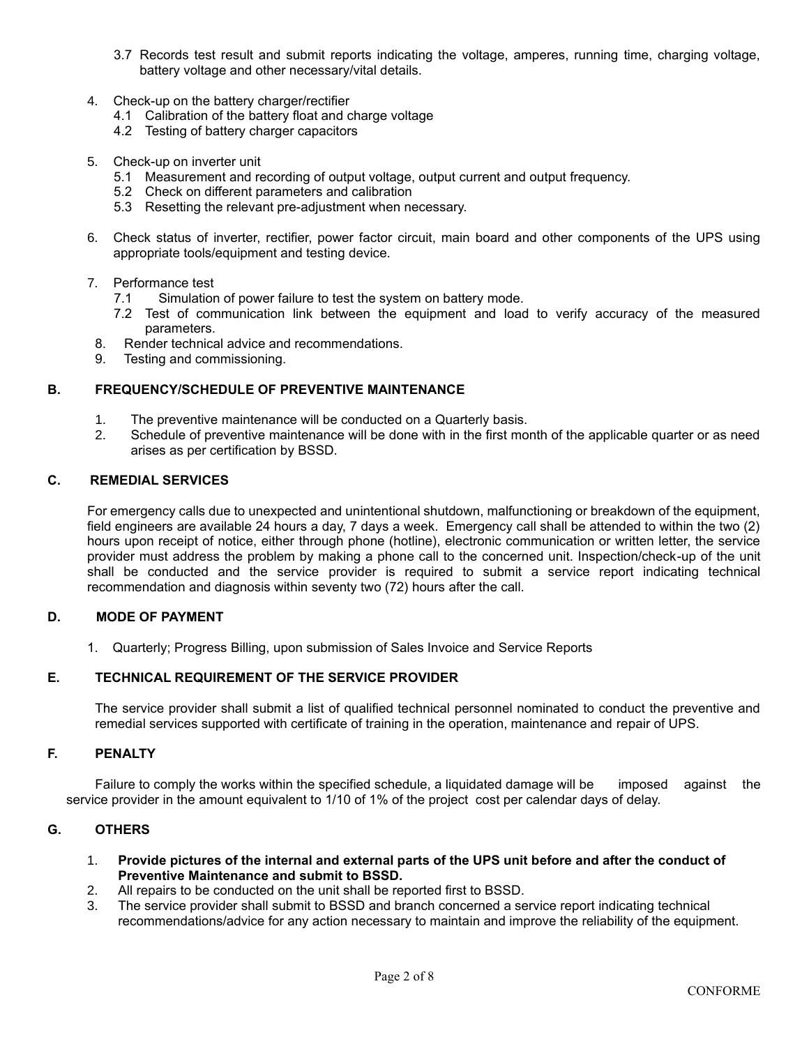3.7 Records test result and submit reports indicating the voltage, amperes, running time, charging voltage, battery voltage and other necessary/vital details.

4. Check-up on the battery charger/rectifier
   4.1 Calibration of the battery float and charge voltage
   4.2 Testing of battery charger capacitors

5. Check-up on inverter unit
   5.1 Measurement and recording of output voltage, output current and output frequency.
   5.2 Check on different parameters and calibration
   5.3 Resetting the relevant pre-adjustment when necessary.

6. Check status of inverter, rectifier, power factor circuit, main board and other components of the UPS using appropriate tools/equipment and testing device.

7. Performance test
   7.1 Simulation of power failure to test the system on battery mode.
   7.2 Test of communication link between the equipment and load to verify accuracy of the measured parameters.

8. Render technical advice and recommendations.
9. Testing and commissioning.

**B. FREQUENCY/SCHEDULE OF PREVENTIVE MAINTENANCE**

1. The preventive maintenance will be conducted on a Quarterly basis.
2. Schedule of preventive maintenance will be done with in the first month of the applicable quarter or as need arises as per certification by BSSD.

**C. REMEDIAL SERVICES**

For emergency calls due to unexpected and unintentional shutdown, malfunctioning or breakdown of the equipment, field engineers are available 24 hours a day, 7 days a week. Emergency call shall be attended to within the two (2) hours upon receipt of notice, either through phone (hotline), electronic communication or written letter, the service provider must address the problem by making a phone call to the concerned unit. Inspection/check-up of the unit shall be conducted and the service provider is required to submit a service report indicating technical recommendation and diagnosis within seventy two (72) hours after the call.

**D. MODE OF PAYMENT**

1. Quarterly; Progress Billing, upon submission of Sales Invoice and Service Reports

**E. TECHNICAL REQUIREMENT OF THE SERVICE PROVIDER**

The service provider shall submit a list of qualified technical personnel nominated to conduct the preventive and remedial services supported with certificate of training in the operation, maintenance and repair of UPS.

**F. PENALTY**

Failure to comply the works within the specified schedule, a liquidated damage will be imposed against the service provider in the amount equivalent to 1/10 of 1% of the project cost per calendar days of delay.

**G. OTHERS**

1. **Provide pictures of the internal and external parts of the UPS unit before and after the conduct of Preventive Maintenance and submit to BSSD.**
2. All repairs to be conducted on the unit shall be reported first to BSSD.
3. The service provider shall submit to BSSD and branch concerned a service report indicating technical recommendations/advice for any action necessary to maintain and improve the reliability of the equipment.

CONFORME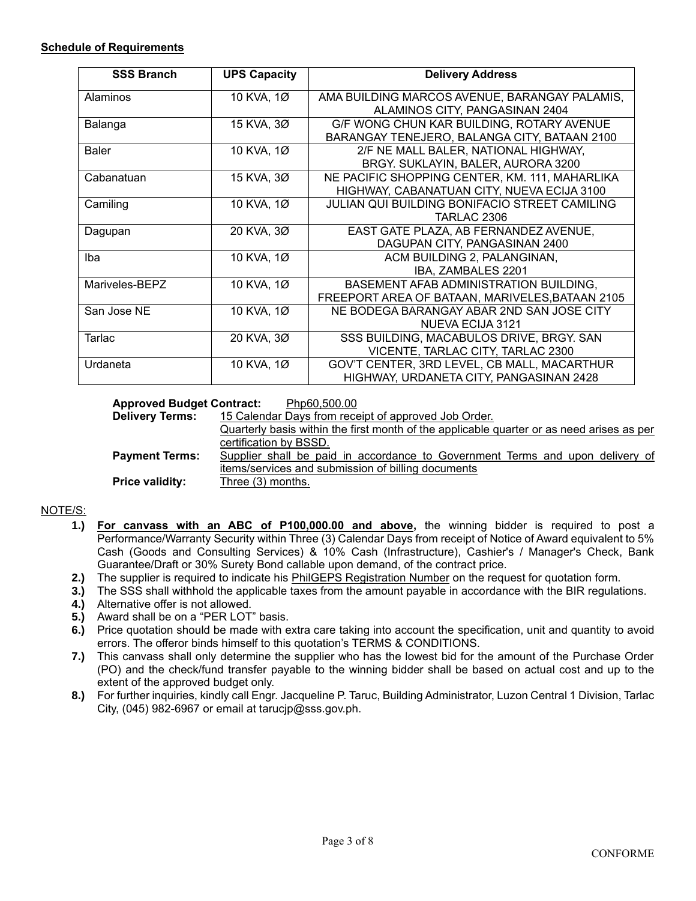**Schedule of Requirements**

| SSS Branch | UPS Capacity | Delivery Address |
|---|---|---|
| Alaminos | 10 KVA, 1Ø | AMA BUILDING MARCOS AVENUE, BARANGAY PALAMIS, ALAMINOS CITY, PANGASINAN 2404 |
| Balanga | 15 KVA, 3Ø | G/F WONG CHUN KAR BUILDING, ROTARY AVENUE BARANGAY TENEJERO, BALANGA CITY, BATAAN 2100 |
| Baler | 10 KVA, 1Ø | 2/F NE MALL BALER, NATIONAL HIGHWAY, BRGY. SUKLAYIN, BALER, AURORA 3200 |
| Cabanatuan | 15 KVA, 3Ø | NE PACIFIC SHOPPING CENTER, KM. 111, MAHARLIKA HIGHWAY, CABANATUAN CITY, NUEVA ECIJA 3100 |
| Camiling | 10 KVA, 1Ø | JULIAN QUI BUILDING BONIFACIO STREET CAMILING TARLAC 2306 |
| Dagupan | 20 KVA, 3Ø | EAST GATE PLAZA, AB FERNANDEZ AVENUE, DAGUPAN CITY, PANGASINAN 2400 |
| Iba | 10 KVA, 1Ø | ACM BUILDING 2, PALANGINAN, IBA, ZAMBALES 2201 |
| Mariveles-BEPZ | 10 KVA, 1Ø | BASEMENT AFAB ADMINISTRATION BUILDING, FREEPORT AREA OF BATAAN, MARIVELES,BATAAN 2105 |
| San Jose NE | 10 KVA, 1Ø | NE BODEGA BARANGAY ABAR 2ND SAN JOSE CITY NUEVA ECIJA 3121 |
| Tarlac | 20 KVA, 3Ø | SSS BUILDING, MACABULOS DRIVE, BRGY. SAN VICENTE, TARLAC CITY, TARLAC 2300 |
| Urdaneta | 10 KVA, 1Ø | GOV'T CENTER, 3RD LEVEL, CB MALL, MACARTHUR HIGHWAY, URDANETA CITY, PANGASINAN 2428 |

**Approved Budget Contract:** Php60,500.00

**Delivery Terms:** 15 Calendar Days from receipt of approved Job Order.
Quarterly basis within the first month of the applicable quarter or as need arises as per certification by BSSD.

**Payment Terms:** Supplier shall be paid in accordance to Government Terms and upon delivery of items/services and submission of billing documents

**Price validity:** Three (3) months.

NOTE/S:

1.) **For canvass with an ABC of P100,000.00 and above,** the winning bidder is required to post a Performance/Warranty Security within Three (3) Calendar Days from receipt of Notice of Award equivalent to 5% Cash (Goods and Consulting Services) & 10% Cash (Infrastructure), Cashier's / Manager's Check, Bank Guarantee/Draft or 30% Surety Bond callable upon demand, of the contract price.
2.) The supplier is required to indicate his PhilGEPS Registration Number on the request for quotation form.
3.) The SSS shall withhold the applicable taxes from the amount payable in accordance with the BIR regulations.
4.) Alternative offer is not allowed.
5.) Award shall be on a "PER LOT" basis.
6.) Price quotation should be made with extra care taking into account the specification, unit and quantity to avoid errors. The offeror binds himself to this quotation's TERMS & CONDITIONS.
7.) This canvass shall only determine the supplier who has the lowest bid for the amount of the Purchase Order (PO) and the check/fund transfer payable to the winning bidder shall be based on actual cost and up to the extent of the approved budget only.
8.) For further inquiries, kindly call Engr. Jacqueline P. Taruc, Building Administrator, Luzon Central 1 Division, Tarlac City, (045) 982-6967 or email at tarucjp@sss.gov.ph.

CONFORME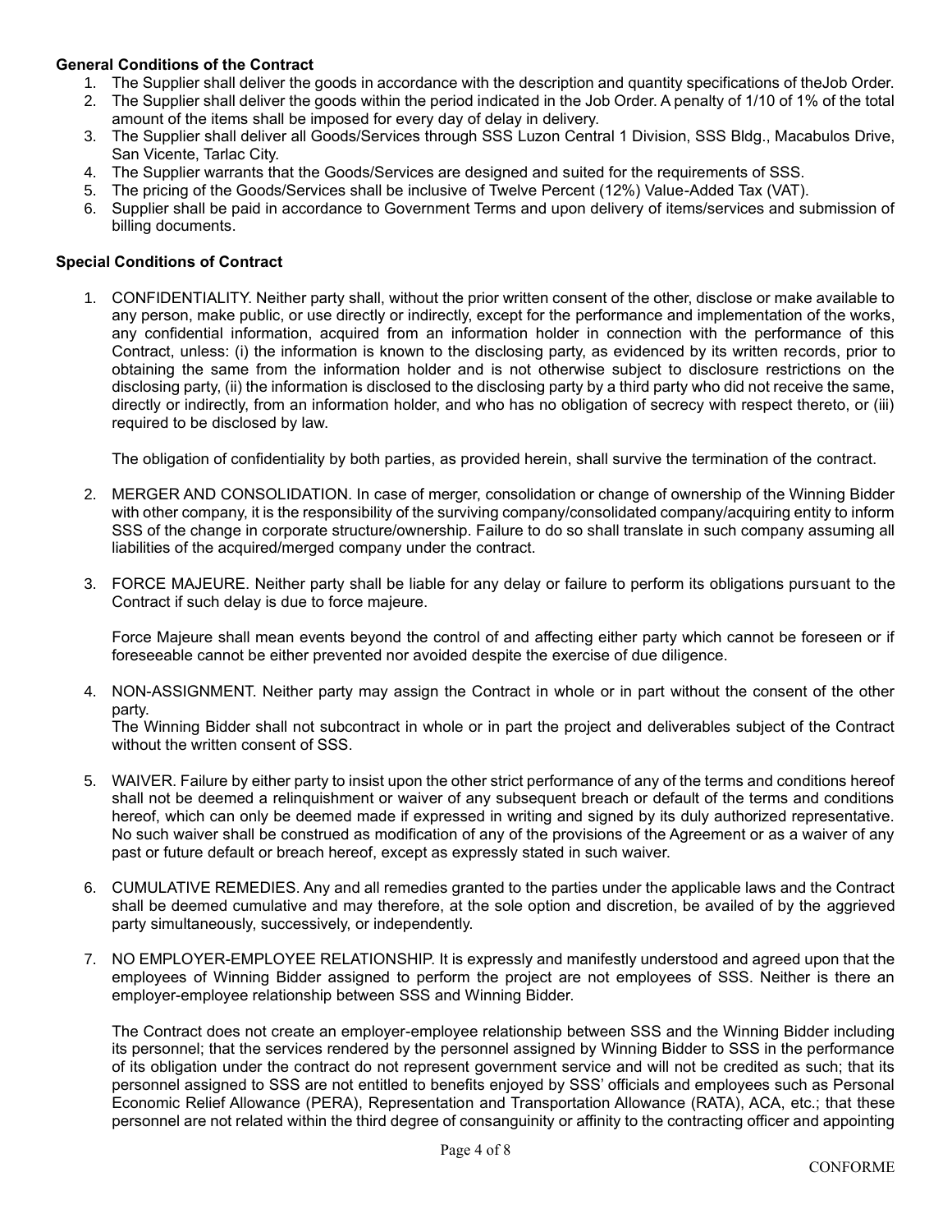**General Conditions of the Contract**

1. The Supplier shall deliver the goods in accordance with the description and quantity specifications of theJob Order.
2. The Supplier shall deliver the goods within the period indicated in the Job Order. A penalty of 1/10 of 1% of the total amount of the items shall be imposed for every day of delay in delivery.
3. The Supplier shall deliver all Goods/Services through SSS Luzon Central 1 Division, SSS Bldg., Macabulos Drive, San Vicente, Tarlac City.
4. The Supplier warrants that the Goods/Services are designed and suited for the requirements of SSS.
5. The pricing of the Goods/Services shall be inclusive of Twelve Percent (12%) Value-Added Tax (VAT).
6. Supplier shall be paid in accordance to Government Terms and upon delivery of items/services and submission of billing documents.

**Special Conditions of Contract**

1. CONFIDENTIALITY. Neither party shall, without the prior written consent of the other, disclose or make available to any person, make public, or use directly or indirectly, except for the performance and implementation of the works, any confidential information, acquired from an information holder in connection with the performance of this Contract, unless: (i) the information is known to the disclosing party, as evidenced by its written records, prior to obtaining the same from the information holder and is not otherwise subject to disclosure restrictions on the disclosing party, (ii) the information is disclosed to the disclosing party by a third party who did not receive the same, directly or indirectly, from an information holder, and who has no obligation of secrecy with respect thereto, or (iii) required to be disclosed by law.

   The obligation of confidentiality by both parties, as provided herein, shall survive the termination of the contract.

2. MERGER AND CONSOLIDATION. In case of merger, consolidation or change of ownership of the Winning Bidder with other company, it is the responsibility of the surviving company/consolidated company/acquiring entity to inform SSS of the change in corporate structure/ownership. Failure to do so shall translate in such company assuming all liabilities of the acquired/merged company under the contract.

3. FORCE MAJEURE. Neither party shall be liable for any delay or failure to perform its obligations pursuant to the Contract if such delay is due to force majeure.

   Force Majeure shall mean events beyond the control of and affecting either party which cannot be foreseen or if foreseeable cannot be either prevented nor avoided despite the exercise of due diligence.

4. NON-ASSIGNMENT. Neither party may assign the Contract in whole or in part without the consent of the other party.
   The Winning Bidder shall not subcontract in whole or in part the project and deliverables subject of the Contract without the written consent of SSS.

5. WAIVER. Failure by either party to insist upon the other strict performance of any of the terms and conditions hereof shall not be deemed a relinquishment or waiver of any subsequent breach or default of the terms and conditions hereof, which can only be deemed made if expressed in writing and signed by its duly authorized representative. No such waiver shall be construed as modification of any of the provisions of the Agreement or as a waiver of any past or future default or breach hereof, except as expressly stated in such waiver.

6. CUMULATIVE REMEDIES. Any and all remedies granted to the parties under the applicable laws and the Contract shall be deemed cumulative and may therefore, at the sole option and discretion, be availed of by the aggrieved party simultaneously, successively, or independently.

7. NO EMPLOYER-EMPLOYEE RELATIONSHIP. It is expressly and manifestly understood and agreed upon that the employees of Winning Bidder assigned to perform the project are not employees of SSS. Neither is there an employer-employee relationship between SSS and Winning Bidder.

   The Contract does not create an employer-employee relationship between SSS and the Winning Bidder including its personnel; that the services rendered by the personnel assigned by Winning Bidder to SSS in the performance of its obligation under the contract do not represent government service and will not be credited as such; that its personnel assigned to SSS are not entitled to benefits enjoyed by SSS' officials and employees such as Personal Economic Relief Allowance (PERA), Representation and Transportation Allowance (RATA), ACA, etc.; that these personnel are not related within the third degree of consanguinity or affinity to the contracting officer and appointing

CONFORME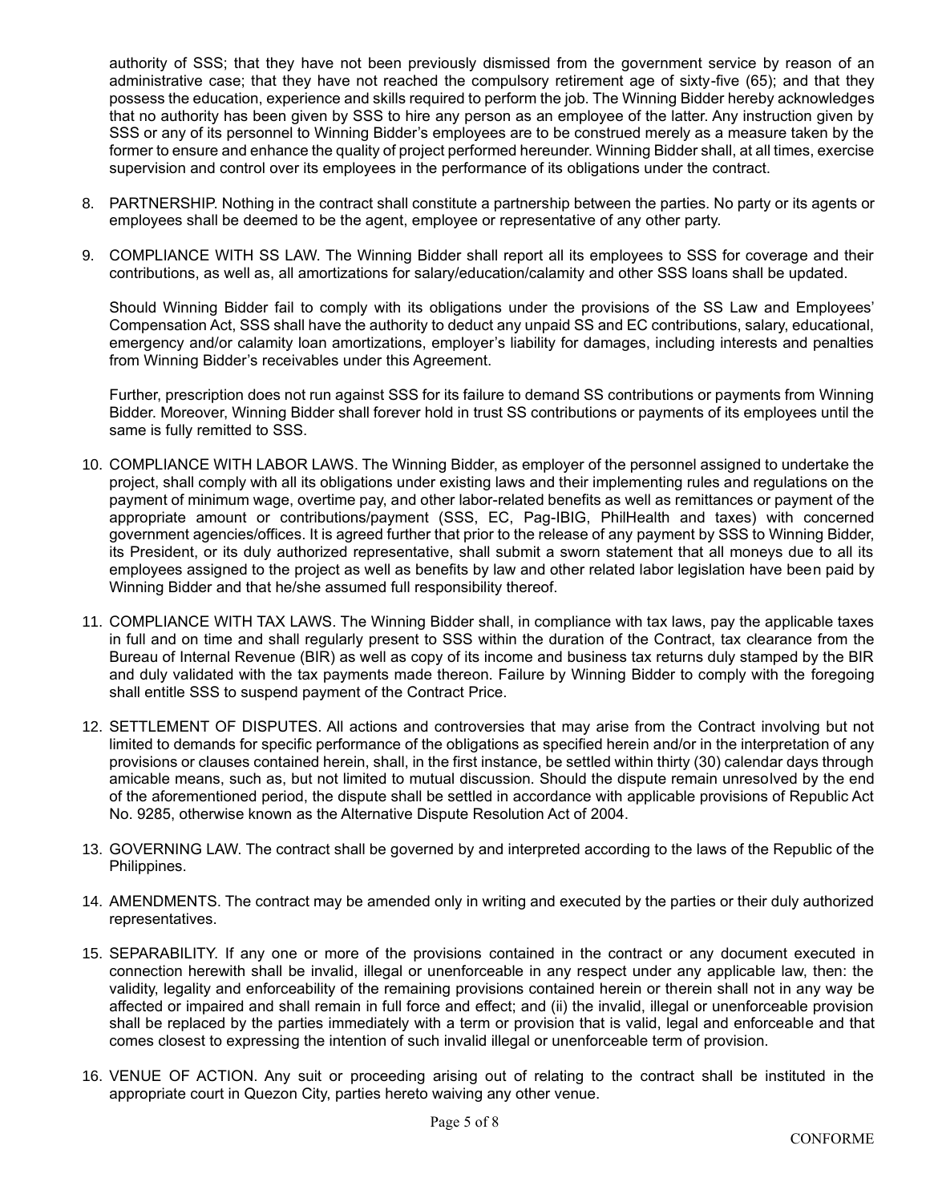authority of SSS; that they have not been previously dismissed from the government service by reason of an administrative case; that they have not reached the compulsory retirement age of sixty-five (65); and that they possess the education, experience and skills required to perform the job. The Winning Bidder hereby acknowledges that no authority has been given by SSS to hire any person as an employee of the latter. Any instruction given by SSS or any of its personnel to Winning Bidder's employees are to be construed merely as a measure taken by the former to ensure and enhance the quality of project performed hereunder. Winning Bidder shall, at all times, exercise supervision and control over its employees in the performance of its obligations under the contract.

8. PARTNERSHIP. Nothing in the contract shall constitute a partnership between the parties. No party or its agents or employees shall be deemed to be the agent, employee or representative of any other party.

9. COMPLIANCE WITH SS LAW. The Winning Bidder shall report all its employees to SSS for coverage and their contributions, as well as, all amortizations for salary/education/calamity and other SSS loans shall be updated.

   Should Winning Bidder fail to comply with its obligations under the provisions of the SS Law and Employees' Compensation Act, SSS shall have the authority to deduct any unpaid SS and EC contributions, salary, educational, emergency and/or calamity loan amortizations, employer's liability for damages, including interests and penalties from Winning Bidder's receivables under this Agreement.

   Further, prescription does not run against SSS for its failure to demand SS contributions or payments from Winning Bidder. Moreover, Winning Bidder shall forever hold in trust SS contributions or payments of its employees until the same is fully remitted to SSS.

10. COMPLIANCE WITH LABOR LAWS. The Winning Bidder, as employer of the personnel assigned to undertake the project, shall comply with all its obligations under existing laws and their implementing rules and regulations on the payment of minimum wage, overtime pay, and other labor-related benefits as well as remittances or payment of the appropriate amount or contributions/payment (SSS, EC, Pag-IBIG, PhilHealth and taxes) with concerned government agencies/offices. It is agreed further that prior to the release of any payment by SSS to Winning Bidder, its President, or its duly authorized representative, shall submit a sworn statement that all moneys due to all its employees assigned to the project as well as benefits by law and other related labor legislation have been paid by Winning Bidder and that he/she assumed full responsibility thereof.

11. COMPLIANCE WITH TAX LAWS. The Winning Bidder shall, in compliance with tax laws, pay the applicable taxes in full and on time and shall regularly present to SSS within the duration of the Contract, tax clearance from the Bureau of Internal Revenue (BIR) as well as copy of its income and business tax returns duly stamped by the BIR and duly validated with the tax payments made thereon. Failure by Winning Bidder to comply with the foregoing shall entitle SSS to suspend payment of the Contract Price.

12. SETTLEMENT OF DISPUTES. All actions and controversies that may arise from the Contract involving but not limited to demands for specific performance of the obligations as specified herein and/or in the interpretation of any provisions or clauses contained herein, shall, in the first instance, be settled within thirty (30) calendar days through amicable means, such as, but not limited to mutual discussion. Should the dispute remain unresolved by the end of the aforementioned period, the dispute shall be settled in accordance with applicable provisions of Republic Act No. 9285, otherwise known as the Alternative Dispute Resolution Act of 2004.

13. GOVERNING LAW. The contract shall be governed by and interpreted according to the laws of the Republic of the Philippines.

14. AMENDMENTS. The contract may be amended only in writing and executed by the parties or their duly authorized representatives.

15. SEPARABILITY. If any one or more of the provisions contained in the contract or any document executed in connection herewith shall be invalid, illegal or unenforceable in any respect under any applicable law, then: the validity, legality and enforceability of the remaining provisions contained herein or therein shall not in any way be affected or impaired and shall remain in full force and effect; and (ii) the invalid, illegal or unenforceable provision shall be replaced by the parties immediately with a term or provision that is valid, legal and enforceable and that comes closest to expressing the intention of such invalid illegal or unenforceable term of provision.

16. VENUE OF ACTION. Any suit or proceeding arising out of relating to the contract shall be instituted in the appropriate court in Quezon City, parties hereto waiving any other venue.

CONFORME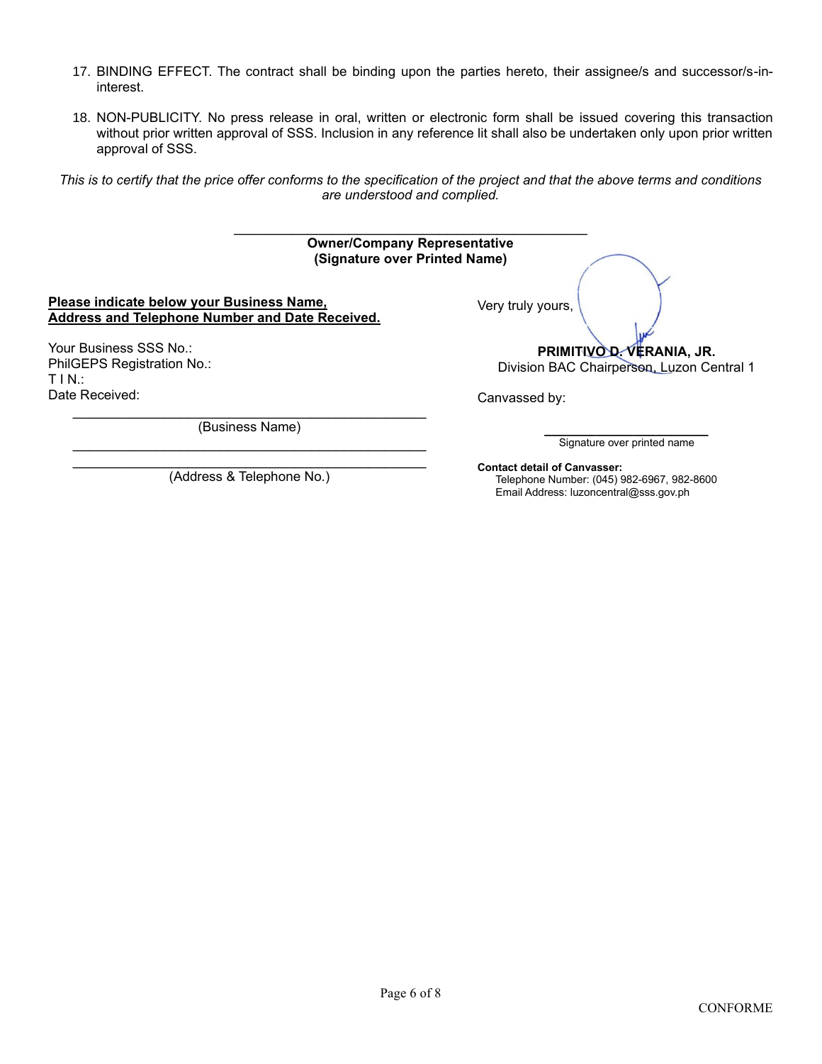17. BINDING EFFECT. The contract shall be binding upon the parties hereto, their assignee/s and successor/s-in-interest.

18. NON-PUBLICITY. No press release in oral, written or electronic form shall be issued covering this transaction without prior written approval of SSS. Inclusion in any reference lit shall also be undertaken only upon prior written approval of SSS.

*This is to certify that the price offer conforms to the specification of the project and that the above terms and conditions are understood and complied.*

\_\_\_\_\_\_\_\_\_\_\_\_\_\_\_\_\_\_\_\_\_\_\_\_\_\_\_\_\_\_\_\_\_\_\_\_\_\_\_\_

**Owner/Company Representative**
**(Signature over Printed Name)**

**Please indicate below your Business Name, Address and Telephone Number and Date Received.**

Your Business SSS No.:
PhilGEPS Registration No.:
T I N.:
Date Received:

\_\_\_\_\_\_\_\_\_\_\_\_\_\_\_\_\_\_\_\_\_\_\_\_\_\_\_\_\_\_\_\_\_\_\_\_\_\_\_\_
(Business Name)

\_\_\_\_\_\_\_\_\_\_\_\_\_\_\_\_\_\_\_\_\_\_\_\_\_\_\_\_\_\_\_\_\_\_\_\_\_\_\_\_
\_\_\_\_\_\_\_\_\_\_\_\_\_\_\_\_\_\_\_\_\_\_\_\_\_\_\_\_\_\_\_\_\_\_\_\_\_\_\_\_
(Address & Telephone No.)

Very truly yours,

**PRIMITIVO D. VERANIA, JR.**
Division BAC Chairperson, Luzon Central 1

Canvassed by:

\_\_\_\_\_\_\_\_\_\_\_\_\_\_\_\_\_\_\_\_\_\_
Signature over printed name

**Contact detail of Canvasser:**
Telephone Number: (045) 982-6967, 982-8600
Email Address: luzoncentral@sss.gov.ph

CONFORME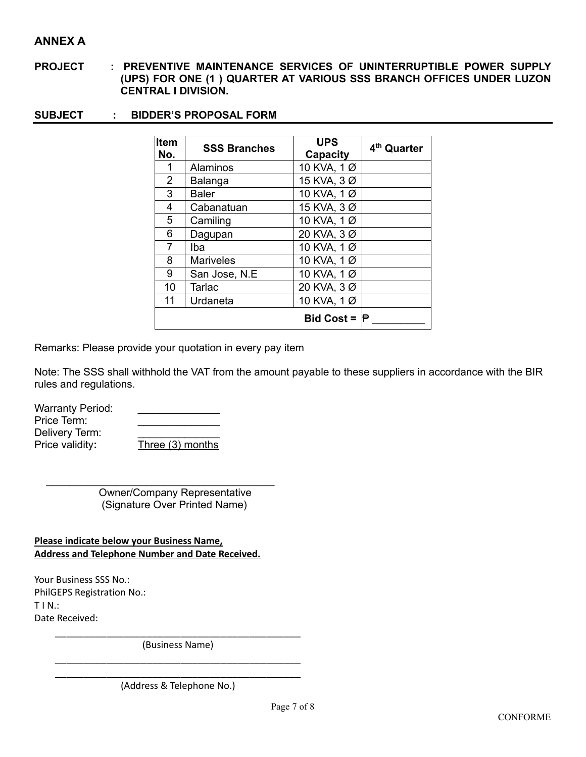## ANNEX A

**PROJECT : PREVENTIVE MAINTENANCE SERVICES OF UNINTERRUPTIBLE POWER SUPPLY (UPS) FOR ONE (1 ) QUARTER AT VARIOUS SSS BRANCH OFFICES UNDER LUZON CENTRAL I DIVISION.**

**SUBJECT : BIDDER'S PROPOSAL FORM**

| Item No. | SSS Branches | UPS Capacity | 4th Quarter |
|---|---|---|---|
| 1 | Alaminos | 10 KVA, 1 Ø | |
| 2 | Balanga | 15 KVA, 3 Ø | |
| 3 | Baler | 10 KVA, 1 Ø | |
| 4 | Cabanatuan | 15 KVA, 3 Ø | |
| 5 | Camiling | 10 KVA, 1 Ø | |
| 6 | Dagupan | 20 KVA, 3 Ø | |
| 7 | Iba | 10 KVA, 1 Ø | |
| 8 | Mariveles | 10 KVA, 1 Ø | |
| 9 | San Jose, N.E | 10 KVA, 1 Ø | |
| 10 | Tarlac | 20 KVA, 3 Ø | |
| 11 | Urdaneta | 10 KVA, 1 Ø | |
| | | **Bid Cost =** | ₱ _________ |

Remarks: Please provide your quotation in every pay item

Note: The SSS shall withhold the VAT from the amount payable to these suppliers in accordance with the BIR rules and regulations.

Warranty Period: ______________
Price Term: ______________
Delivery Term: ______________
Price validity**:** Three (3) months

\_________________________________________
Owner/Company Representative
(Signature Over Printed Name)

**Please indicate below your Business Name, Address and Telephone Number and Date Received.**

Your Business SSS No.:
PhilGEPS Registration No.:
T I N.:
Date Received:

\_____________________________________________
(Business Name)

\_____________________________________________
\_____________________________________________
(Address & Telephone No.)

CONFORME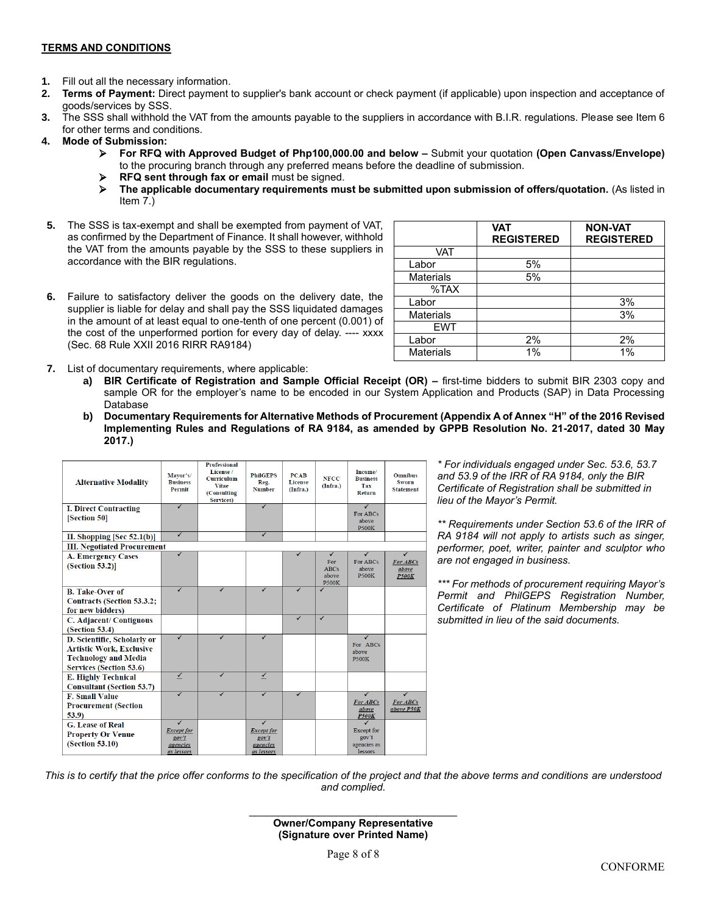**TERMS AND CONDITIONS**

1. Fill out all the necessary information.
2. **Terms of Payment:** Direct payment to supplier's bank account or check payment (if applicable) upon inspection and acceptance of goods/services by SSS.
3. The SSS shall withhold the VAT from the amounts payable to the suppliers in accordance with B.I.R. regulations. Please see Item 6 for other terms and conditions.
4. **Mode of Submission:**
   - **For RFQ with Approved Budget of Php100,000.00 and below –** Submit your quotation **(Open Canvass/Envelope)** to the procuring branch through any preferred means before the deadline of submission.
   - **RFQ sent through fax or email** must be signed.
   - **The applicable documentary requirements must be submitted upon submission of offers/quotation.** (As listed in Item 7.)
5. The SSS is tax-exempt and shall be exempted from payment of VAT, as confirmed by the Department of Finance. It shall however, withhold the VAT from the amounts payable by the SSS to these suppliers in accordance with the BIR regulations.
6. Failure to satisfactory deliver the goods on the delivery date, the supplier is liable for delay and shall pay the SSS liquidated damages in the amount of at least equal to one-tenth of one percent (0.001) of the cost of the unperformed portion for every day of delay. ---- xxxx (Sec. 68 Rule XXII 2016 RIRR RA9184)

| | VAT REGISTERED | NON-VAT REGISTERED |
|---|---|---|
| VAT | | |
| Labor | 5% | |
| Materials | 5% | |
| %TAX | | |
| Labor | | 3% |
| Materials | | 3% |
| EWT | | |
| Labor | 2% | 2% |
| Materials | 1% | 1% |

7. List of documentary requirements, where applicable:
   a) **BIR Certificate of Registration and Sample Official Receipt (OR) –** first-time bidders to submit BIR 2303 copy and sample OR for the employer's name to be encoded in our System Application and Products (SAP) in Data Processing Database
   b) **Documentary Requirements for Alternative Methods of Procurement (Appendix A of Annex "H" of the 2016 Revised Implementing Rules and Regulations of RA 9184, as amended by GPPB Resolution No. 21-2017, dated 30 May 2017.)**

| Alternative Modality | Mayor's/ Business Permit | Professional License / Curriculum Vitae (Consulting Services) | PhilGEPS Reg. Number | PCAB License (Infra.) | NFCC (Infra.) | Income/ Business Tax Return | Omnibus Sworn Statement |
|---|---|---|---|---|---|---|---|
| I. Direct Contracting [Section 50] | ✓ | | ✓ | | | ✓ For ABCs above P500K | |
| II. Shopping [Sec 52.1(b)] | ✓ | | ✓ | | | | |
| III. Negotiated Procurement | | | | | | | |
| A. Emergency Cases (Section 53.2)] | ✓ | | | ✓ | ✓ For ABCs above P500K | ✓ For ABCs above P500K | ✓ For ABCs above P500K |
| B. Take-Over of Contracts (Section 53.3.2; for new bidders) | ✓ | ✓ | ✓ | ✓ | ✓ | | |
| C. Adjacent/ Contiguous (Section 53.4) | | | | ✓ | ✓ | | |
| D. Scientific, Scholarly or Artistic Work, Exclusive Technology and Media Services (Section 53.6) | ✓ | ✓ | ✓ | | | ✓ For ABCs above P500K | |
| E. Highly Technical Consultant (Section 53.7) | ✓ | ✓ | ✓ | | | | |
| F. Small Value Procurement (Section 53.9) | ✓ | ✓ | ✓ | ✓ | | ✓ For ABCs above P500K | ✓ For ABCs above P50K |
| G. Lease of Real Property Or Venue (Section 53.10) | ✓ Except for gov't agencies as lessors | | ✓ Except for gov't agencies as lessors | | | ✓ Except for gov't agencies as lessors | |

*\* For individuals engaged under Sec. 53.6, 53.7 and 53.9 of the IRR of RA 9184, only the BIR Certificate of Registration shall be submitted in lieu of the Mayor's Permit.*

*\*\* Requirements under Section 53.6 of the IRR of RA 9184 will not apply to artists such as singer, performer, poet, writer, painter and sculptor who are not engaged in business.*

*\*\*\* For methods of procurement requiring Mayor's Permit and PhilGEPS Registration Number, Certificate of Platinum Membership may be submitted in lieu of the said documents.*

*This is to certify that the price offer conforms to the specification of the project and that the above terms and conditions are understood and complied.*

\_\_\_\_\_\_\_\_\_\_\_\_\_\_\_\_\_\_\_\_\_\_\_\_\_\_\_\_\_\_\_\_\_\_\_\_

**Owner/Company Representative**
**(Signature over Printed Name)**

CONFORME